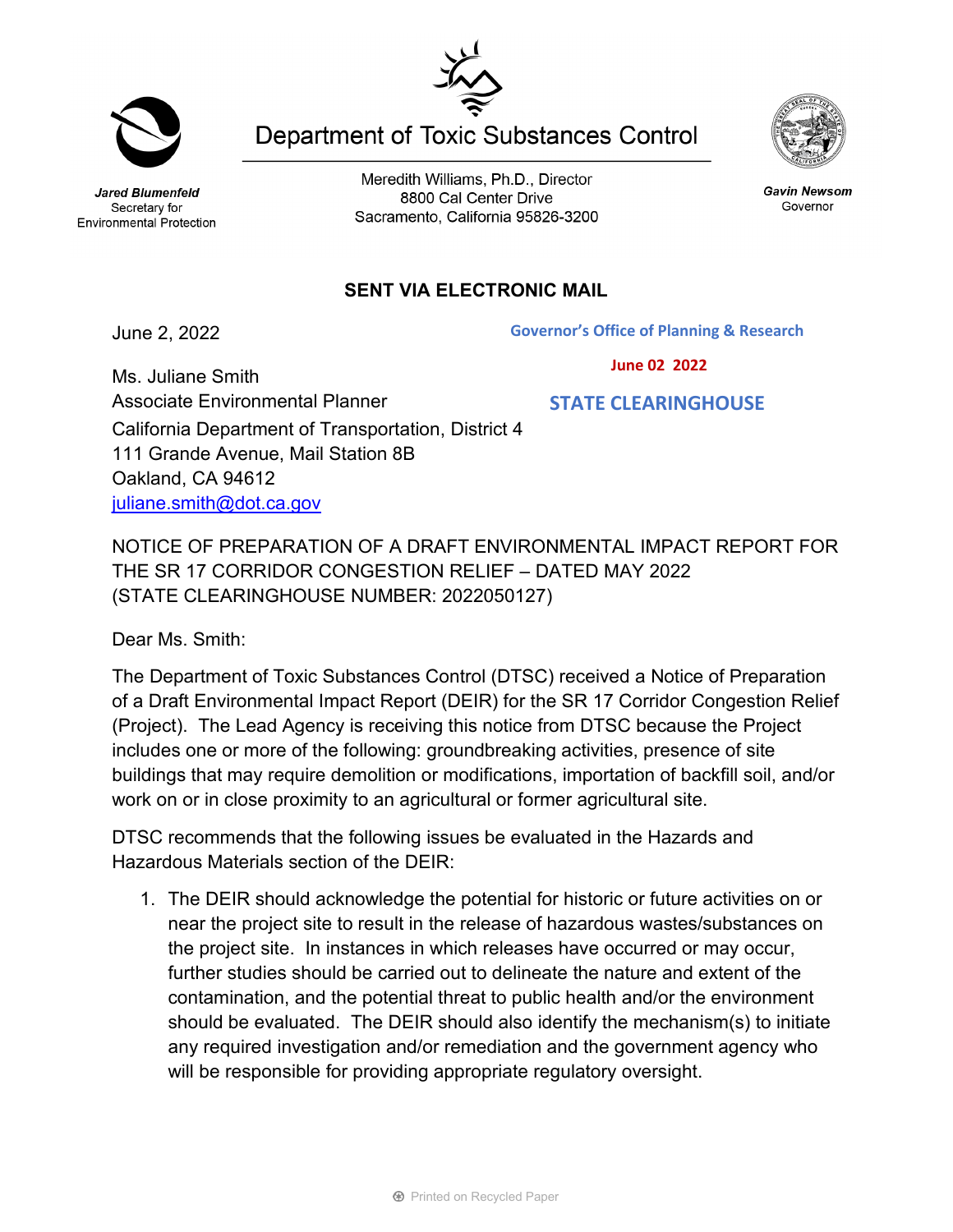Jared Blumenfeld
Secretary for
Environmental Protection

# Department of Toxic Substances Control

Meredith Williams, Ph.D., Director
8800 Cal Center Drive
Sacramento, California 95826-3200

Gavin Newsom
Governor

**SENT VIA ELECTRONIC MAIL**

June 2, 2022

Governor's Office of Planning & Research

June 02 2022

STATE CLEARINGHOUSE

Ms. Juliane Smith
Associate Environmental Planner
California Department of Transportation, District 4
111 Grande Avenue, Mail Station 8B
Oakland, CA 94612
juliane.smith@dot.ca.gov

NOTICE OF PREPARATION OF A DRAFT ENVIRONMENTAL IMPACT REPORT FOR THE SR 17 CORRIDOR CONGESTION RELIEF – DATED MAY 2022 (STATE CLEARINGHOUSE NUMBER: 2022050127)

Dear Ms. Smith:

The Department of Toxic Substances Control (DTSC) received a Notice of Preparation of a Draft Environmental Impact Report (DEIR) for the SR 17 Corridor Congestion Relief (Project). The Lead Agency is receiving this notice from DTSC because the Project includes one or more of the following: groundbreaking activities, presence of site buildings that may require demolition or modifications, importation of backfill soil, and/or work on or in close proximity to an agricultural or former agricultural site.

DTSC recommends that the following issues be evaluated in the Hazards and Hazardous Materials section of the DEIR:

1. The DEIR should acknowledge the potential for historic or future activities on or near the project site to result in the release of hazardous wastes/substances on the project site. In instances in which releases have occurred or may occur, further studies should be carried out to delineate the nature and extent of the contamination, and the potential threat to public health and/or the environment should be evaluated. The DEIR should also identify the mechanism(s) to initiate any required investigation and/or remediation and the government agency who will be responsible for providing appropriate regulatory oversight.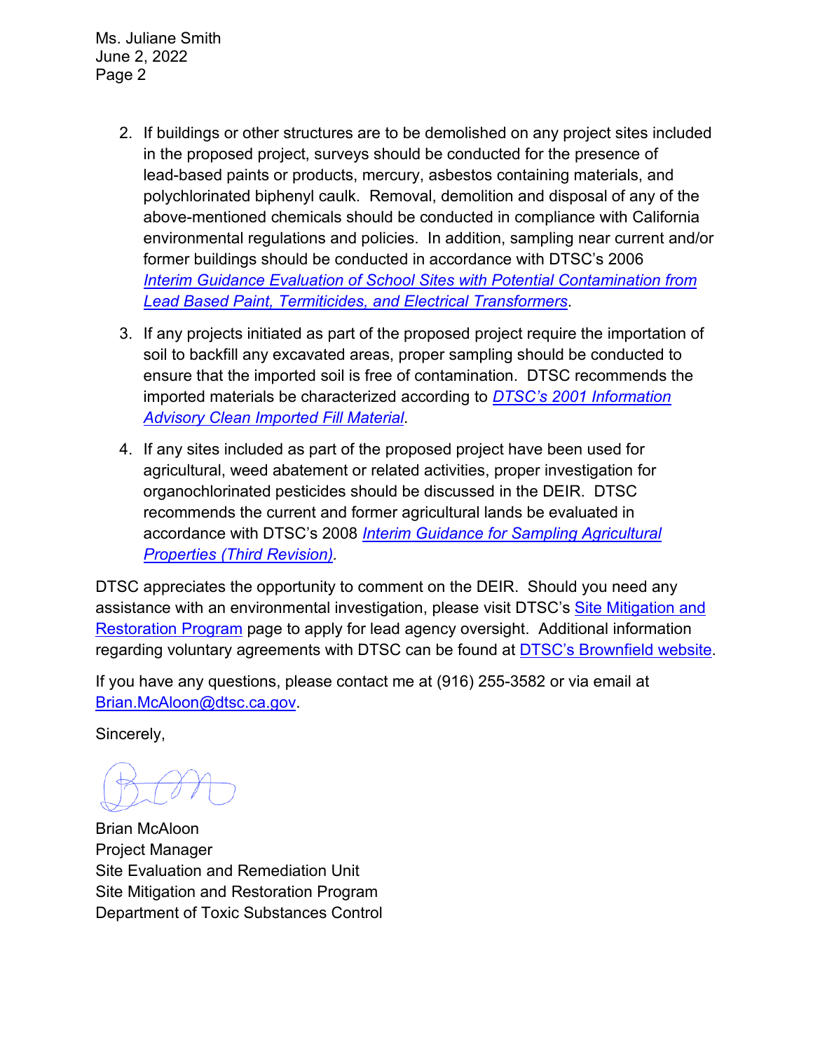2. If buildings or other structures are to be demolished on any project sites included in the proposed project, surveys should be conducted for the presence of lead-based paints or products, mercury, asbestos containing materials, and polychlorinated biphenyl caulk. Removal, demolition and disposal of any of the above-mentioned chemicals should be conducted in compliance with California environmental regulations and policies. In addition, sampling near current and/or former buildings should be conducted in accordance with DTSC's 2006 *Interim Guidance Evaluation of School Sites with Potential Contamination from Lead Based Paint, Termiticides, and Electrical Transformers*.

3. If any projects initiated as part of the proposed project require the importation of soil to backfill any excavated areas, proper sampling should be conducted to ensure that the imported soil is free of contamination. DTSC recommends the imported materials be characterized according to *DTSC's 2001 Information Advisory Clean Imported Fill Material*.

4. If any sites included as part of the proposed project have been used for agricultural, weed abatement or related activities, proper investigation for organochlorinated pesticides should be discussed in the DEIR. DTSC recommends the current and former agricultural lands be evaluated in accordance with DTSC's 2008 *Interim Guidance for Sampling Agricultural Properties (Third Revision)*.

DTSC appreciates the opportunity to comment on the DEIR. Should you need any assistance with an environmental investigation, please visit DTSC's Site Mitigation and Restoration Program page to apply for lead agency oversight. Additional information regarding voluntary agreements with DTSC can be found at DTSC's Brownfield website.

If you have any questions, please contact me at (916) 255-3582 or via email at Brian.McAloon@dtsc.ca.gov.

Sincerely,

Brian McAloon
Project Manager
Site Evaluation and Remediation Unit
Site Mitigation and Restoration Program
Department of Toxic Substances Control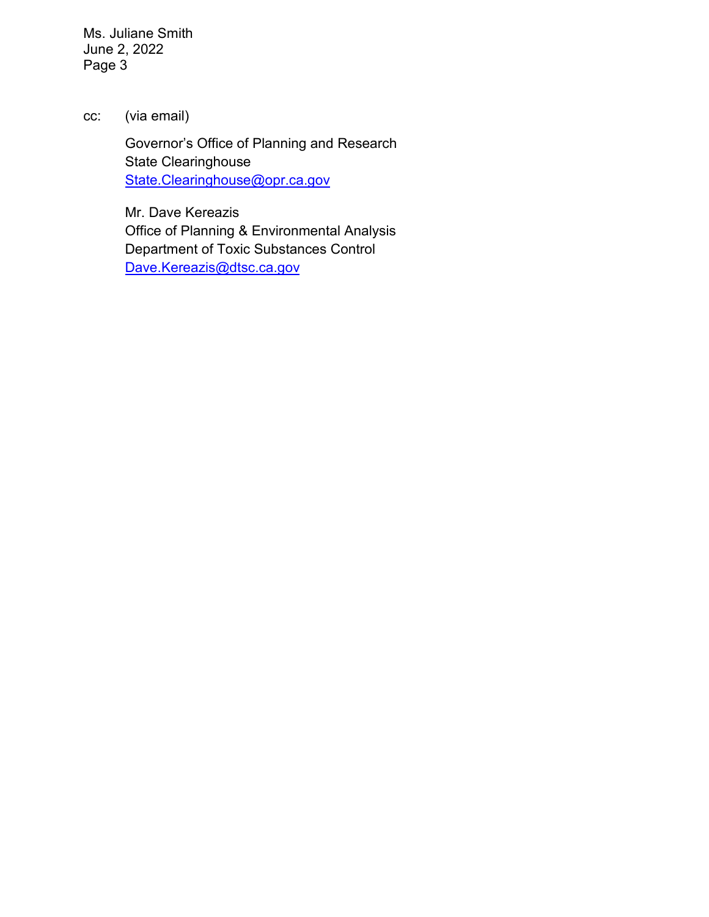cc: (via email)

Governor's Office of Planning and Research
State Clearinghouse
State.Clearinghouse@opr.ca.gov

Mr. Dave Kereazis
Office of Planning & Environmental Analysis
Department of Toxic Substances Control
Dave.Kereazis@dtsc.ca.gov